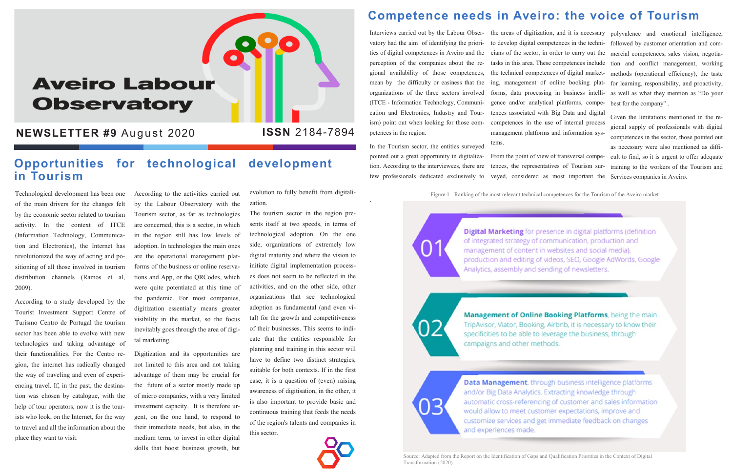# Aveiro Labour Observatory

**NEWSLETTER #9** August 2020 **ISSN** 2184-7894

## Opportunities for technological development in Tourism

Technological development has been one of the main drivers for the changes felt by the economic sector related to tourism activity. In the context of ITCE (Information Technology, Communication and Electronics), the Internet has revolutionized the way of acting and positioning of all those involved in tourism distribution channels (Ramos et al, 2009).

According to a study developed by the Tourist Investment Support Centre of Turismo Centro de Portugal the tourism sector has been able to evolve with new technologies and taking advantage of their functionalities. For the Centro region, the internet has radically changed the way of traveling and even of experiencing travel. If, in the past, the destination was chosen by catalogue, with the help of tour operators, now it is the tourists who look, on the Internet, for the way to travel and all the information about the place they want to visit.

According to the activities carried out by the Labour Observatory with the Tourism sector, as far as technologies are concerned, this is a sector, in which in the region still has low levels of adoption. In technologies the main ones are the operational management platforms of the business or online reservations and App, or the QRCodes, which were quite potentiated at this time of the pandemic. For most companies, digitization essentially means greater visibility in the market, so the focus inevitably goes through the area of digital marketing.

Digitization and its opportunities are not limited to this area and not taking advantage of them may be crucial for the future of a sector mostly made up of micro companies, with a very limited investment capacity. It is therefore urgent, on the one hand, to respond to their immediate needs, but also, in the medium term, to invest in other digital skills that boost business growth, but evolution to fully benefit from digitalization.

The tourism sector in the region presents itself at two speeds, in terms of technological adoption. On the one side, organizations of extremely low digital maturity and where the vision to initiate digital implementation processes does not seem to be reflected in the activities, and on the other side, other organizations that see technological adoption as fundamental (and even vital) for the growth and competitiveness of their businesses. This seems to indicate that the entities responsible for planning and training in this sector will have to define two distinct strategies, suitable for both contexts. If in the first case, it is a question of (even) raising awareness of digitisation, in the other, it is also important to provide basic and continuous training that feeds the needs of the region's talents and companies in this sector.

## Competence needs in Aveiro: the voice of Tourism

Interviews carried out by the Labour Observatory had the aim of identifying the priorities of digital competences in Aveiro and the perception of the companies about the regional availability of those competences, mean by the difficulty or easiness that the organizations of the three sectors involved (ITCE - Information Technology, Communication and Electronics, Industry and Tourism) point out when looking for those competences in the region.

In the Tourism sector, the entities surveyed pointed out a great opportunity in digitalization. According to the interviewees, there are few professionals dedicated exclusively to the areas of digitization, and it is necessary to develop digital competences in the technicians of the sector, in order to carry out the tasks in this area. These competences include the technical competences of digital marketing, management of online booking platforms, data processing in business intelligence and/or analytical platforms, competences associated with Big Data and digital competences in the use of internal process management platforms and information systems.

From the point of view of transversal competences, the representatives of Tourism surveyed, considered as most important the polyvalence and emotional intelligence, followed by customer orientation and commercial competences, sales vision, negotiation and conflict management, working methods (operational efficiency), the taste for learning, responsibility, and proactivity, as well as what they mention as "Do your best for the company" .

Given the limitations mentioned in the regional supply of professionals with digital competences in the sector, those pointed out as necessary were also mentioned as difficult to find, so it is urgent to offer adequate training to the workers of the Tourism and Services companies in Aveiro.

Figure 1 - Ranking of the most relevant technical competences for the Tourism of the Aveiro market

01 **Digital Marketing** for presence in digital platforms (definition of integrated strategy of communication, production and management of content in websites and social media), production and editing of videos, SEO, Google AdWords, Google Analytics, assembly and sending of newsletters.

02 **Management of Online Booking Platforms**, being the main TripAdvisor, Viator, Booking, Airbnb, it is necessary to know their specificities to be able to leverage the business, through campaigns and other methods.

03 **Data Management**, through business intelligence platforms and/or Big Data Analytics. Extracting knowledge through automatic cross-referencing of customer and sales information would allow to meet customer expectations, improve and customize services and get immediate feedback on changes and experiences made.

Source: Adapted from the Report on the Identification of Gaps and Qualification Priorities in the Context of Digital Transformation (2020)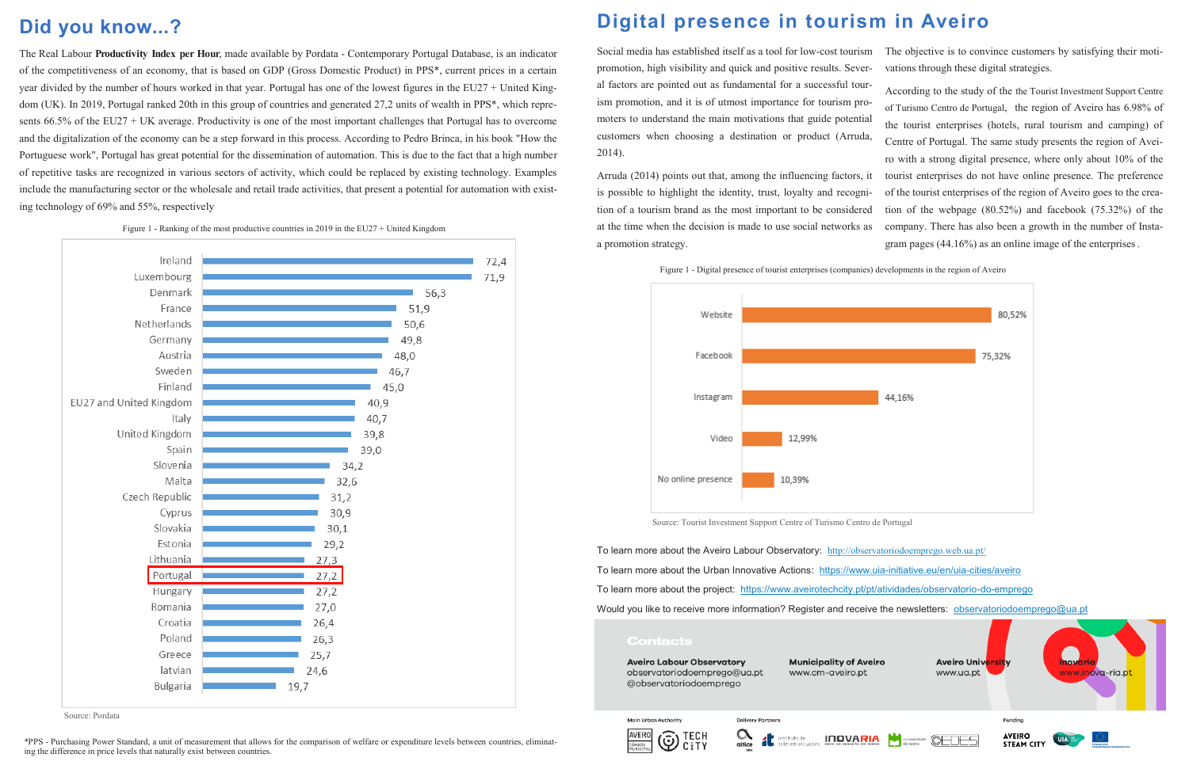# Did you know...?

The Real Labour **Productivity Index per Hour**, made available by Pordata - Contemporary Portugal Database, is an indicator of the competitiveness of an economy, that is based on GDP (Gross Domestic Product) in PPS*, current prices in a certain year divided by the number of hours worked in that year. Portugal has one of the lowest figures in the EU27 + United Kingdom (UK). In 2019, Portugal ranked 20th in this group of countries and generated 27,2 units of wealth in PPS*, which represents 66.5% of the EU27 + UK average. Productivity is one of the most important challenges that Portugal has to overcome and the digitalization of the economy can be a step forward in this process. According to Pedro Brinca, in his book "How the Portuguese work", Portugal has great potential for the dissemination of automation. This is due to the fact that a high number of repetitive tasks are recognized in various sectors of activity, which could be replaced by existing technology. Examples include the manufacturing sector or the wholesale and retail trade activities, that present a potential for automation with existing technology of 69% and 55%, respectively

Figure 1 - Ranking of the most productive countries in 2019 in the EU27 + United Kingdom

Ireland 72,4
Luxembourg 71,9
Denmark 56,3
France 51,9
Netherlands 50,6
Germany 49,8
Austria 48,0
Sweden 46,7
Finland 45,0
EU27 and United Kingdom 40,9
Italy 40,7
United Kingdom 39,8
Spain 39,0
Slovenia 34,2
Malta 32,6
Czech Republic 31,2
Cyprus 30,9
Slovakia 30,1
Estonia 29,2
Lithuania 27,3
Portugal 27,2
Hungary 27,2
Romania 27,0
Croatia 26,4
Poland 26,3
Greece 25,7
latvian 24,6
Bulgaria 19,7

Source: Pordata

*PPS - Purchasing Power Standard, a unit of measurement that allows for the comparison of welfare or expenditure levels between countries, eliminating the difference in price levels that naturally exist between countries.

# Digital presence in tourism in Aveiro

Social media has established itself as a tool for low-cost tourism promotion, high visibility and quick and positive results. Several factors are pointed out as fundamental for a successful tourism promotion, and it is of utmost importance for tourism promoters to understand the main motivations that guide potential customers when choosing a destination or product (Arruda, 2014).

Arruda (2014) points out that, among the influencing factors, it is possible to highlight the identity, trust, loyalty and recognition of a tourism brand as the most important to be considered at the time when the decision is made to use social networks as a promotion strategy.

The objective is to convince customers by satisfying their motivations through these digital strategies.

According to the study of the the Tourist Investment Support Centre of Turismo Centro de Portugal, the region of Aveiro has 6.98% of the tourist enterprises (hotels, rural tourism and camping) of Centre of Portugal. The same study presents the region of Aveiro with a strong digital presence, where only about 10% of the tourist enterprises do not have online presence. The preference of the tourist enterprises of the region of Aveiro goes to the creation of the webpage (80.52%) and facebook (75.32%) of the company. There has also been a growth in the number of Instagram pages (44.16%) as an online image of the enterprises .

Figure 1 - Digital presence of tourist enterprises (companies) developments in the region of Aveiro

Website 80,52%
Facebook 75,32%
Instagram 44,16%
Video 12,99%
No online presence 10,39%

Source: Tourist Investment Support Centre of Turismo Centro de Portugal

To learn more about the Aveiro Labour Observatory: http://observatoriodoemprego.web.ua.pt/

To learn more about the Urban Innovative Actions: https://www.uia-initiative.eu/en/uia-cities/aveiro

To learn more about the project: https://www.aveirotechcity.pt/pt/atividades/observatorio-do-emprego

Would you like to receive more information? Register and receive the newsletters: observatoriodoemprego@ua.pt

**Contacts**

**Aveiro Labour Observatory**
observatoriodoemprego@ua.pt
@observatoriodoemprego

**Municipality of Aveiro**
www.cm-aveiro.pt

**Aveiro University**
www.ua.pt

**Inovaria**
www.inova-ria.pt

Main Urban Authority | Delivery Partners | Funding